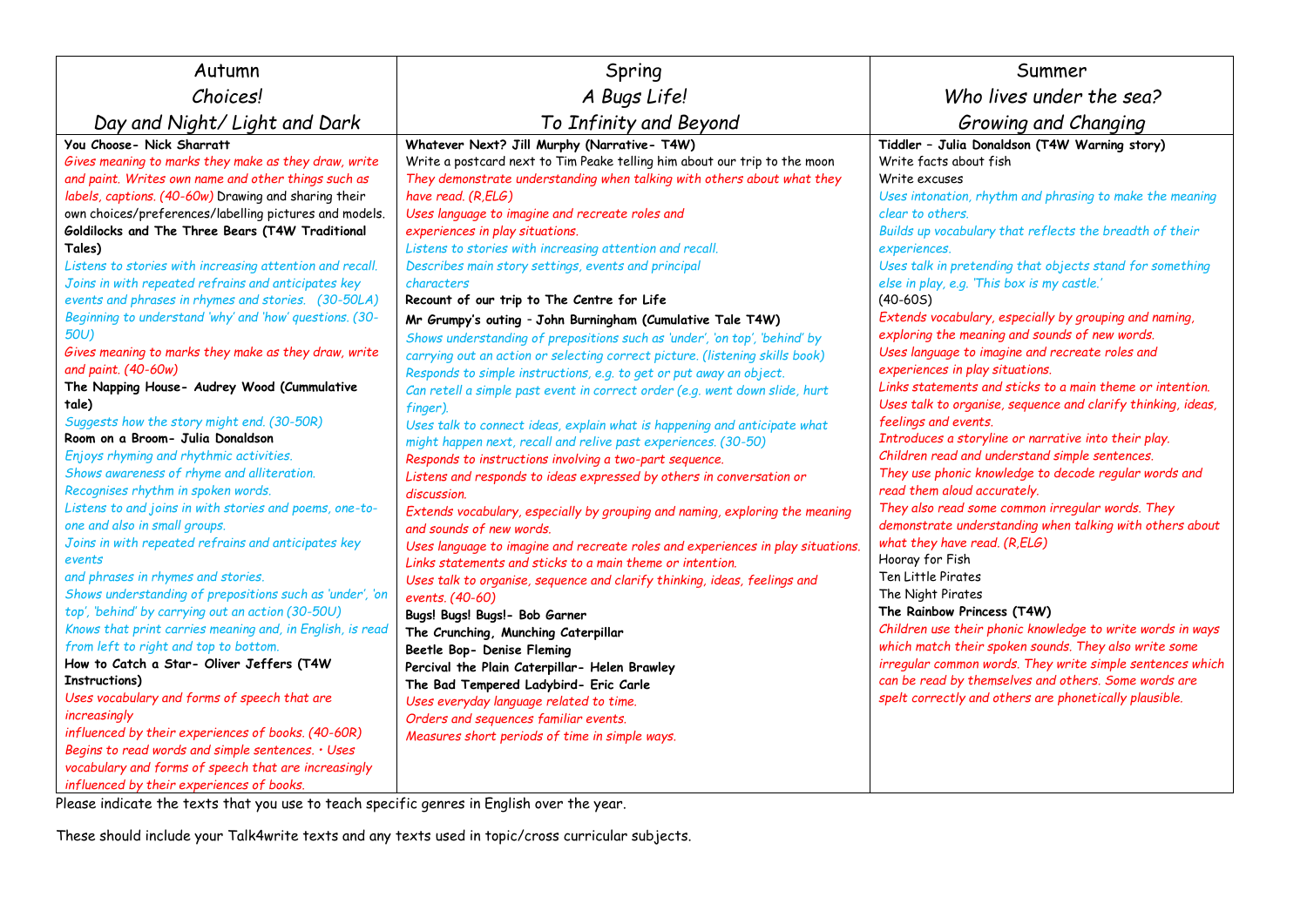| Autumn<br>*Choices!*<br>*Day and Night/ Light and Dark* | Spring<br>*A Bugs Life!*<br>*To Infinity and Beyond* | Summer<br>*Who lives under the sea?*<br>*Growing and Changing* |
|---|---|---|
| **You Choose- Nick Sharratt**<br>*Gives meaning to marks they make as they draw, write and paint. Writes own name and other things such as labels, captions. (40-60w)* Drawing and sharing their own choices/preferences/labelling pictures and models.<br>**Goldilocks and The Three Bears (T4W Traditional Tales)**<br>*Listens to stories with increasing attention and recall.*<br>*Joins in with repeated refrains and anticipates key events and phrases in rhymes and stories. (30-50LA)*<br>*Beginning to understand 'why' and 'how' questions. (30-50U)*<br>*Gives meaning to marks they make as they draw, write and paint. (40-60w)*<br>**The Napping House- Audrey Wood (Cummulative tale)**<br>*Suggests how the story might end. (30-50R)*<br>**Room on a Broom- Julia Donaldson**<br>*Enjoys rhyming and rhythmic activities.*<br>*Shows awareness of rhyme and alliteration.*<br>*Recognises rhythm in spoken words.*<br>*Listens to and joins in with stories and poems, one-to-one and also in small groups.*<br>*Joins in with repeated refrains and anticipates key events*<br>*and phrases in rhymes and stories.*<br>*Shows understanding of prepositions such as 'under', 'on top', 'behind' by carrying out an action (30-50U)*<br>*Knows that print carries meaning and, in English, is read from left to right and top to bottom.*<br>**How to Catch a Star- Oliver Jeffers (T4W Instructions)**<br>*Uses vocabulary and forms of speech that are increasingly*<br>*influenced by their experiences of books. (40-60R)*<br>*Begins to read words and simple sentences. • Uses vocabulary and forms of speech that are increasingly influenced by their experiences of books.* | **Whatever Next? Jill Murphy (Narrative- T4W)**<br>Write a postcard next to Tim Peake telling him about our trip to the moon<br>*They demonstrate understanding when talking with others about what they have read. (R,ELG)*<br>*Uses language to imagine and recreate roles and experiences in play situations.*<br>*Listens to stories with increasing attention and recall.*<br>*Describes main story settings, events and principal characters*<br>**Recount of our trip to The Centre for Life**<br>**Mr Grumpy's outing - John Burningham (Cumulative Tale T4W)**<br>*Shows understanding of prepositions such as 'under', 'on top', 'behind' by carrying out an action or selecting correct picture. (listening skills book)*<br>*Responds to simple instructions, e.g. to get or put away an object.*<br>*Can retell a simple past event in correct order (e.g. went down slide, hurt finger).*<br>*Uses talk to connect ideas, explain what is happening and anticipate what might happen next, recall and relive past experiences. (30-50)*<br>*Responds to instructions involving a two-part sequence.*<br>*Listens and responds to ideas expressed by others in conversation or discussion.*<br>*Extends vocabulary, especially by grouping and naming, exploring the meaning and sounds of new words.*<br>*Uses language to imagine and recreate roles and experiences in play situations.*<br>*Links statements and sticks to a main theme or intention.*<br>*Uses talk to organise, sequence and clarify thinking, ideas, feelings and events. (40-60)*<br>**Bugs! Bugs! Bugs!- Bob Garner**<br>**The Crunching, Munching Caterpillar**<br>**Beetle Bop- Denise Fleming**<br>**Percival the Plain Caterpillar- Helen Brawley**<br>**The Bad Tempered Ladybird- Eric Carle**<br>*Uses everyday language related to time.*<br>*Orders and sequences familiar events.*<br>*Measures short periods of time in simple ways.* | **Tiddler – Julia Donaldson (T4W Warning story)**<br>Write facts about fish<br>Write excuses<br>*Uses intonation, rhythm and phrasing to make the meaning clear to others.*<br>*Builds up vocabulary that reflects the breadth of their experiences.*<br>*Uses talk in pretending that objects stand for something else in play, e.g. 'This box is my castle.'*<br>(40-60S)<br>*Extends vocabulary, especially by grouping and naming, exploring the meaning and sounds of new words.*<br>*Uses language to imagine and recreate roles and experiences in play situations.*<br>*Links statements and sticks to a main theme or intention.*<br>*Uses talk to organise, sequence and clarify thinking, ideas, feelings and events.*<br>*Introduces a storyline or narrative into their play.*<br>*Children read and understand simple sentences.*<br>*They use phonic knowledge to decode regular words and read them aloud accurately.*<br>*They also read some common irregular words. They demonstrate understanding when talking with others about what they have read. (R,ELG)*<br>Hooray for Fish<br>Ten Little Pirates<br>The Night Pirates<br>**The Rainbow Princess (T4W)**<br>*Children use their phonic knowledge to write words in ways which match their spoken sounds. They also write some irregular common words. They write simple sentences which can be read by themselves and others. Some words are spelt correctly and others are phonetically plausible.* |

Please indicate the texts that you use to teach specific genres in English over the year.

These should include your Talk4write texts and any texts used in topic/cross curricular subjects.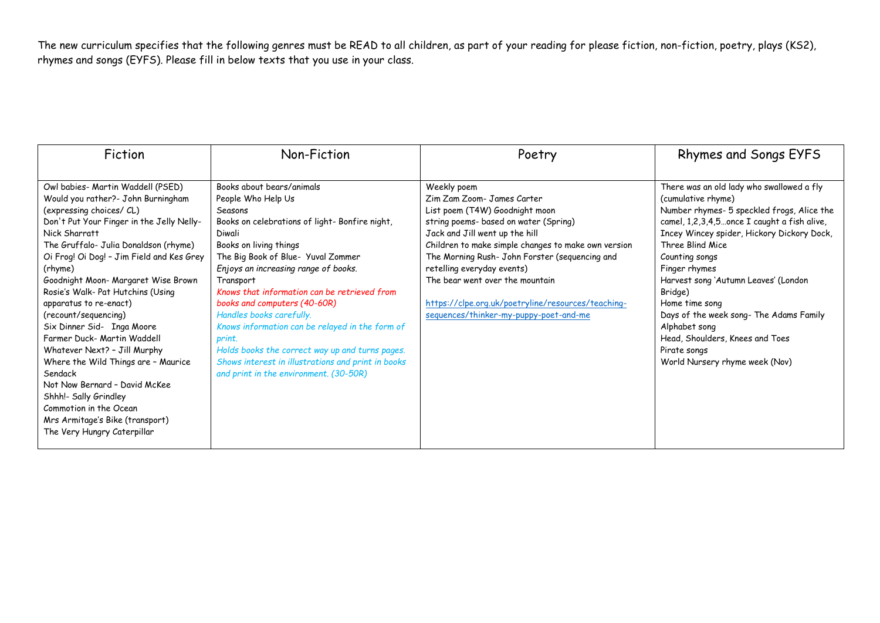The new curriculum specifies that the following genres must be READ to all children, as part of your reading for please fiction, non-fiction, poetry, plays (KS2), rhymes and songs (EYFS). Please fill in below texts that you use in your class.

| Fiction | Non-Fiction | Poetry | Rhymes and Songs EYFS |
| --- | --- | --- | --- |
| Owl babies- Martin Waddell (PSED)<br>Would you rather?- John Burningham (expressing choices/ CL)<br>Don't Put Your Finger in the Jelly Nelly- Nick Sharratt<br>The Gruffalo- Julia Donaldson (rhyme)<br>Oi Frog! Oi Dog! – Jim Field and Kes Grey (rhyme)<br>Goodnight Moon- Margaret Wise Brown<br>Rosie's Walk- Pat Hutchins (Using apparatus to re-enact) (recount/sequencing)<br>Six Dinner Sid- Inga Moore<br>Farmer Duck- Martin Waddell<br>Whatever Next? – Jill Murphy<br>Where the Wild Things are – Maurice Sendack<br>Not Now Bernard – David McKee<br>Shhh!- Sally Grindley<br>Commotion in the Ocean<br>Mrs Armitage's Bike (transport)<br>The Very Hungry Caterpillar | Books about bears/animals<br>People Who Help Us<br>Seasons<br>Books on celebrations of light- Bonfire night, Diwali<br>Books on living things<br>The Big Book of Blue- Yuval Zommer<br>*Enjoys an increasing range of books.*<br>Transport<br>*Knows that information can be retrieved from books and computers (40-60R)*<br>*Handles books carefully.*<br>*Knows information can be relayed in the form of print.*<br>*Holds books the correct way up and turns pages.*<br>*Shows interest in illustrations and print in books and print in the environment. (30-50R)* | Weekly poem<br>Zim Zam Zoom- James Carter<br>List poem (T4W) Goodnight moon<br>string poems- based on water (Spring)<br>Jack and Jill went up the hill<br>Children to make simple changes to make own version<br>The Morning Rush- John Forster (sequencing and retelling everyday events)<br>The bear went over the mountain<br><br>https://clpe.org.uk/poetryline/resources/teaching-sequences/thinker-my-puppy-poet-and-me | There was an old lady who swallowed a fly (cumulative rhyme)<br>Number rhymes- 5 speckled frogs, Alice the camel, 1,2,3,4,5…once I caught a fish alive, Incey Wincey spider, Hickory Dickory Dock, Three Blind Mice<br>Counting songs<br>Finger rhymes<br>Harvest song 'Autumn Leaves' (London Bridge)<br>Home time song<br>Days of the week song- The Adams Family<br>Alphabet song<br>Head, Shoulders, Knees and Toes<br>Pirate songs<br>World Nursery rhyme week (Nov) |